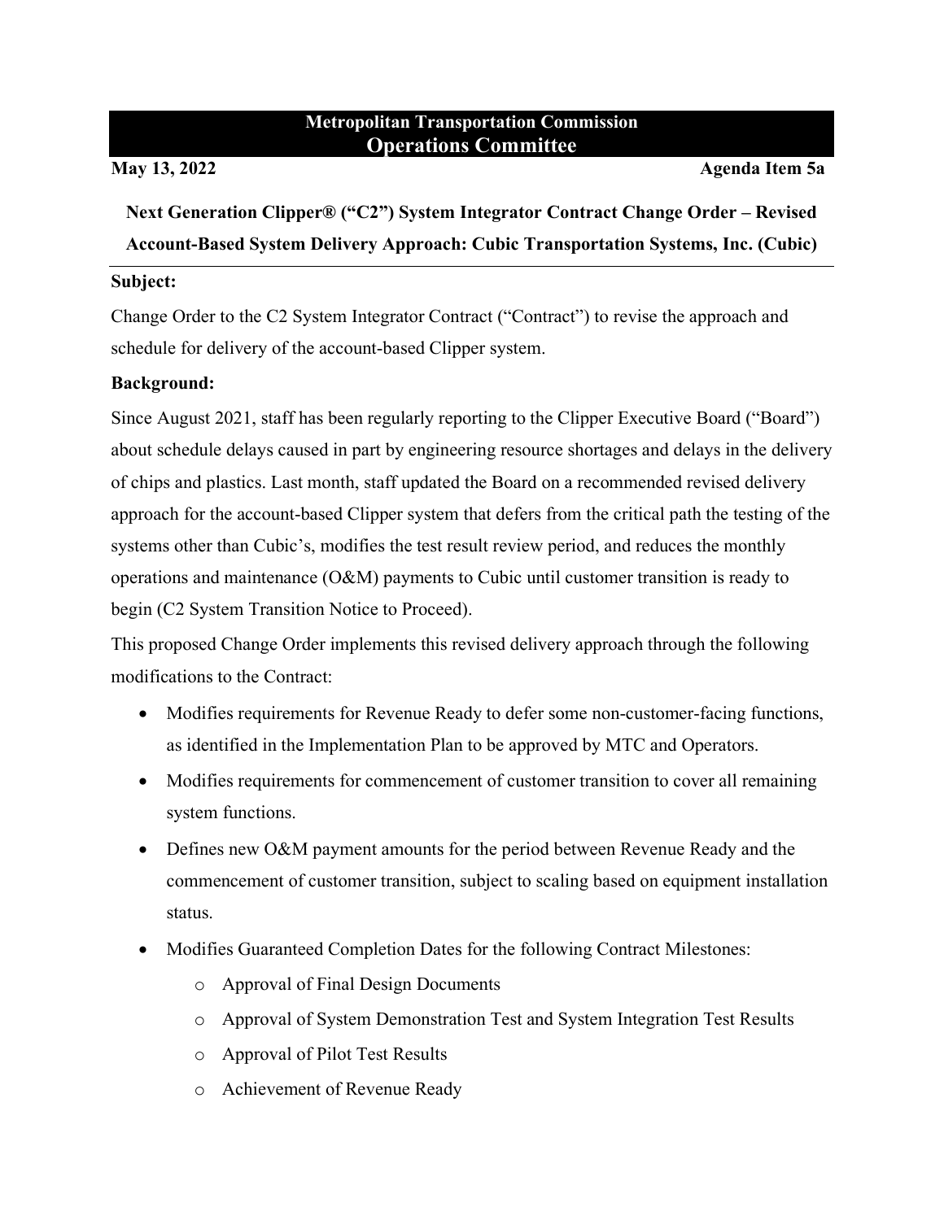# Metropolitan Transportation Commission
## Operations Committee

**May 13, 2022** **Agenda Item 5a**

**Next Generation Clipper® ("C2") System Integrator Contract Change Order – Revised Account-Based System Delivery Approach: Cubic Transportation Systems, Inc. (Cubic)**

---

**Subject:**

Change Order to the C2 System Integrator Contract ("Contract") to revise the approach and schedule for delivery of the account-based Clipper system.

**Background:**

Since August 2021, staff has been regularly reporting to the Clipper Executive Board ("Board") about schedule delays caused in part by engineering resource shortages and delays in the delivery of chips and plastics. Last month, staff updated the Board on a recommended revised delivery approach for the account-based Clipper system that defers from the critical path the testing of the systems other than Cubic's, modifies the test result review period, and reduces the monthly operations and maintenance (O&M) payments to Cubic until customer transition is ready to begin (C2 System Transition Notice to Proceed).

This proposed Change Order implements this revised delivery approach through the following modifications to the Contract:

- Modifies requirements for Revenue Ready to defer some non-customer-facing functions, as identified in the Implementation Plan to be approved by MTC and Operators.
- Modifies requirements for commencement of customer transition to cover all remaining system functions.
- Defines new O&M payment amounts for the period between Revenue Ready and the commencement of customer transition, subject to scaling based on equipment installation status.
- Modifies Guaranteed Completion Dates for the following Contract Milestones:
  - Approval of Final Design Documents
  - Approval of System Demonstration Test and System Integration Test Results
  - Approval of Pilot Test Results
  - Achievement of Revenue Ready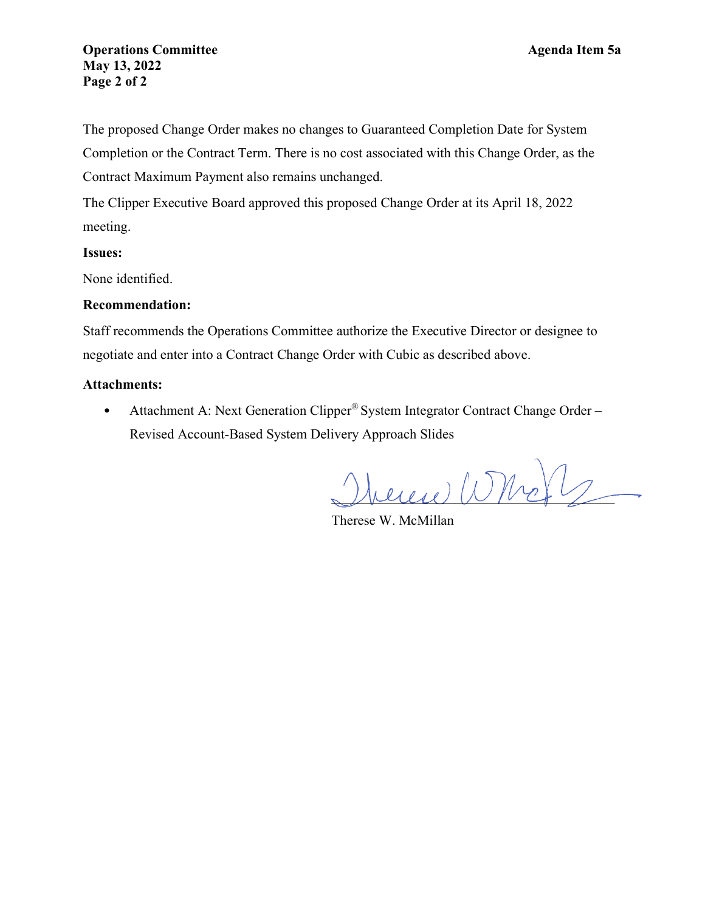The proposed Change Order makes no changes to Guaranteed Completion Date for System Completion or the Contract Term. There is no cost associated with this Change Order, as the Contract Maximum Payment also remains unchanged.

The Clipper Executive Board approved this proposed Change Order at its April 18, 2022 meeting.

**Issues:**

None identified.

**Recommendation:**

Staff recommends the Operations Committee authorize the Executive Director or designee to negotiate and enter into a Contract Change Order with Cubic as described above.

**Attachments:**

- Attachment A: Next Generation Clipper® System Integrator Contract Change Order – Revised Account-Based System Delivery Approach Slides

Therese W. McMillan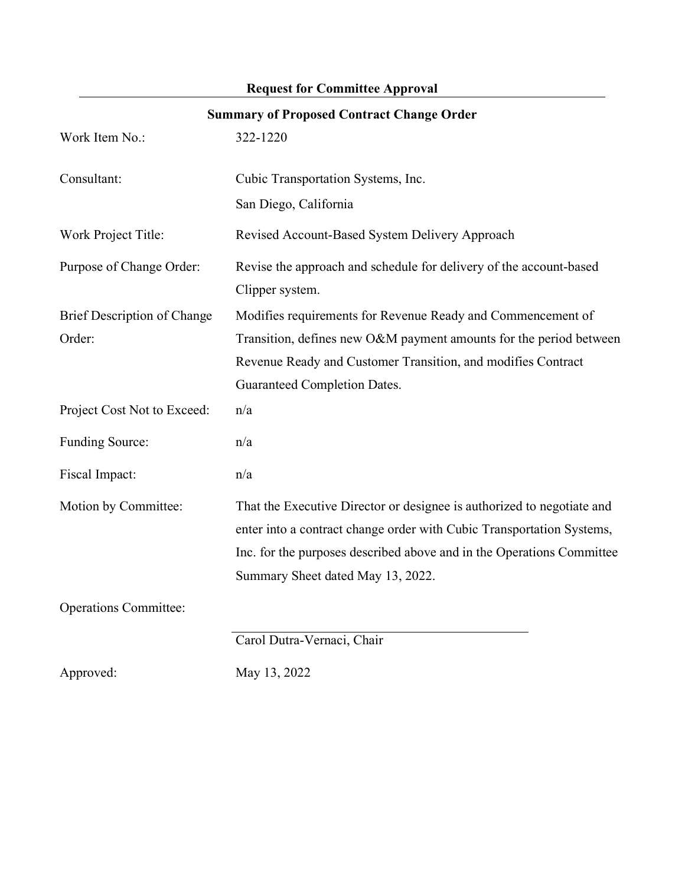**Request for Committee Approval**

**Summary of Proposed Contract Change Order**

| | |
|---|---|
| Work Item No.: | 322-1220 |
| Consultant: | Cubic Transportation Systems, Inc.<br>San Diego, California |
| Work Project Title: | Revised Account-Based System Delivery Approach |
| Purpose of Change Order: | Revise the approach and schedule for delivery of the account-based Clipper system. |
| Brief Description of Change Order: | Modifies requirements for Revenue Ready and Commencement of Transition, defines new O&M payment amounts for the period between Revenue Ready and Customer Transition, and modifies Contract Guaranteed Completion Dates. |
| Project Cost Not to Exceed: | n/a |
| Funding Source: | n/a |
| Fiscal Impact: | n/a |
| Motion by Committee: | That the Executive Director or designee is authorized to negotiate and enter into a contract change order with Cubic Transportation Systems, Inc. for the purposes described above and in the Operations Committee Summary Sheet dated May 13, 2022. |
| Operations Committee: | ______________________________<br>Carol Dutra-Vernaci, Chair |
| Approved: | May 13, 2022 |